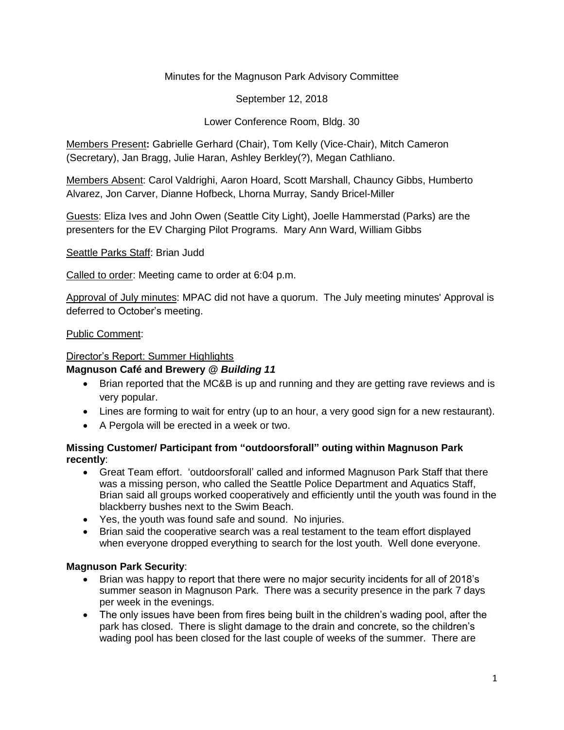Minutes for the Magnuson Park Advisory Committee

September 12, 2018

Lower Conference Room, Bldg. 30

Members Present**:** Gabrielle Gerhard (Chair), Tom Kelly (Vice-Chair), Mitch Cameron (Secretary), Jan Bragg, Julie Haran, Ashley Berkley(?), Megan Cathliano.

Members Absent: Carol Valdrighi, Aaron Hoard, Scott Marshall, Chauncy Gibbs, Humberto Alvarez, Jon Carver, Dianne Hofbeck, Lhorna Murray, Sandy Bricel-Miller

Guests: Eliza Ives and John Owen (Seattle City Light), Joelle Hammerstad (Parks) are the presenters for the EV Charging Pilot Programs. Mary Ann Ward, William Gibbs

Seattle Parks Staff: Brian Judd

Called to order: Meeting came to order at 6:04 p.m.

Approval of July minutes: MPAC did not have a quorum. The July meeting minutes' Approval is deferred to October's meeting.

Public Comment:

Director's Report: Summer Highlights

**Magnuson Café and Brewery @ *Building 11***

- Brian reported that the MC&B is up and running and they are getting rave reviews and is very popular.
- Lines are forming to wait for entry (up to an hour, a very good sign for a new restaurant).
- A Pergola will be erected in a week or two.

**Missing Customer/ Participant from "outdoorsforall" outing within Magnuson Park recently**:

- Great Team effort. 'outdoorsforall' called and informed Magnuson Park Staff that there was a missing person, who called the Seattle Police Department and Aquatics Staff, Brian said all groups worked cooperatively and efficiently until the youth was found in the blackberry bushes next to the Swim Beach.
- Yes, the youth was found safe and sound. No injuries.
- Brian said the cooperative search was a real testament to the team effort displayed when everyone dropped everything to search for the lost youth. Well done everyone.

**Magnuson Park Security**:

- Brian was happy to report that there were no major security incidents for all of 2018's summer season in Magnuson Park. There was a security presence in the park 7 days per week in the evenings.
- The only issues have been from fires being built in the children's wading pool, after the park has closed. There is slight damage to the drain and concrete, so the children's wading pool has been closed for the last couple of weeks of the summer. There are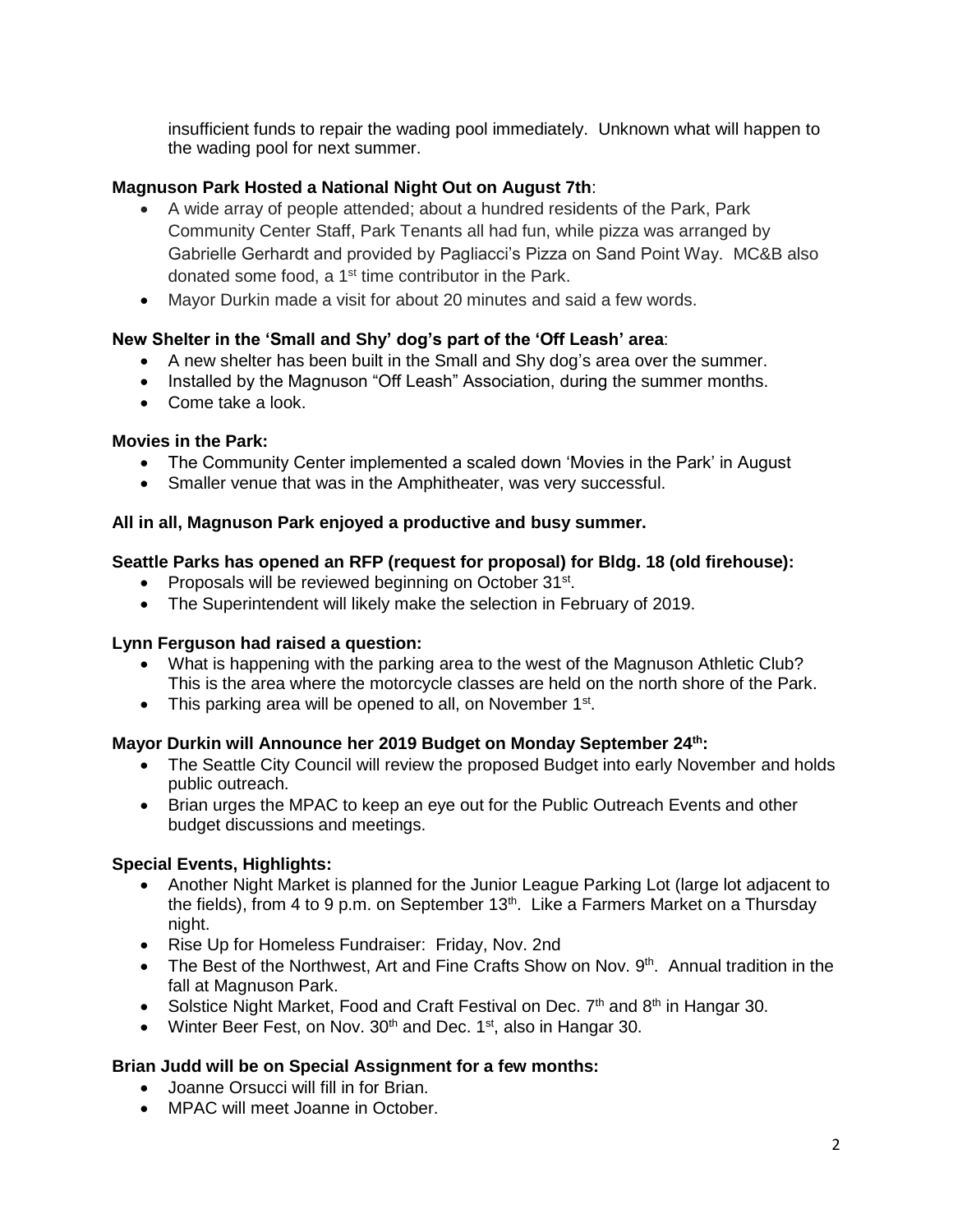insufficient funds to repair the wading pool immediately. Unknown what will happen to the wading pool for next summer.

**Magnuson Park Hosted a National Night Out on August 7th**:

- A wide array of people attended; about a hundred residents of the Park, Park Community Center Staff, Park Tenants all had fun, while pizza was arranged by Gabrielle Gerhardt and provided by Pagliacci's Pizza on Sand Point Way. MC&B also donated some food, a 1st time contributor in the Park.
- Mayor Durkin made a visit for about 20 minutes and said a few words.

**New Shelter in the 'Small and Shy' dog's part of the 'Off Leash' area**:

- A new shelter has been built in the Small and Shy dog's area over the summer.
- Installed by the Magnuson "Off Leash" Association, during the summer months.
- Come take a look.

**Movies in the Park:**

- The Community Center implemented a scaled down 'Movies in the Park' in August
- Smaller venue that was in the Amphitheater, was very successful.

**All in all, Magnuson Park enjoyed a productive and busy summer.**

**Seattle Parks has opened an RFP (request for proposal) for Bldg. 18 (old firehouse):**

- Proposals will be reviewed beginning on October 31st.
- The Superintendent will likely make the selection in February of 2019.

**Lynn Ferguson had raised a question:**

- What is happening with the parking area to the west of the Magnuson Athletic Club? This is the area where the motorcycle classes are held on the north shore of the Park.
- This parking area will be opened to all, on November 1st.

**Mayor Durkin will Announce her 2019 Budget on Monday September 24th:**

- The Seattle City Council will review the proposed Budget into early November and holds public outreach.
- Brian urges the MPAC to keep an eye out for the Public Outreach Events and other budget discussions and meetings.

**Special Events, Highlights:**

- Another Night Market is planned for the Junior League Parking Lot (large lot adjacent to the fields), from 4 to 9 p.m. on September 13th. Like a Farmers Market on a Thursday night.
- Rise Up for Homeless Fundraiser: Friday, Nov. 2nd
- The Best of the Northwest, Art and Fine Crafts Show on Nov. 9th. Annual tradition in the fall at Magnuson Park.
- Solstice Night Market, Food and Craft Festival on Dec. 7th and 8th in Hangar 30.
- Winter Beer Fest, on Nov. 30th and Dec. 1st, also in Hangar 30.

**Brian Judd will be on Special Assignment for a few months:**

- Joanne Orsucci will fill in for Brian.
- MPAC will meet Joanne in October.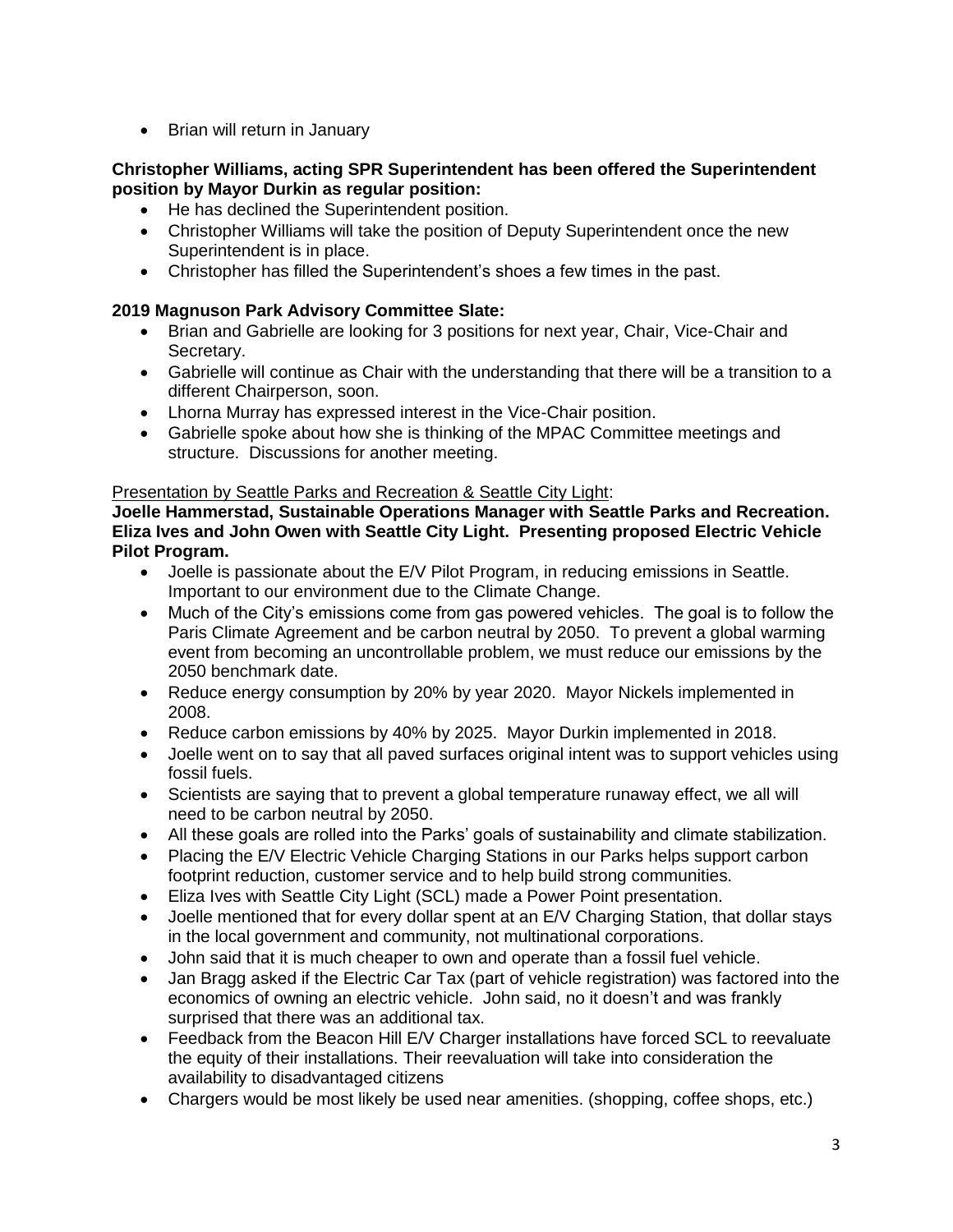- Brian will return in January

**Christopher Williams, acting SPR Superintendent has been offered the Superintendent position by Mayor Durkin as regular position:**

- He has declined the Superintendent position.
- Christopher Williams will take the position of Deputy Superintendent once the new Superintendent is in place.
- Christopher has filled the Superintendent's shoes a few times in the past.

**2019 Magnuson Park Advisory Committee Slate:**

- Brian and Gabrielle are looking for 3 positions for next year, Chair, Vice-Chair and Secretary.
- Gabrielle will continue as Chair with the understanding that there will be a transition to a different Chairperson, soon.
- Lhorna Murray has expressed interest in the Vice-Chair position.
- Gabrielle spoke about how she is thinking of the MPAC Committee meetings and structure. Discussions for another meeting.

<u>Presentation by Seattle Parks and Recreation & Seattle City Light</u>:

**Joelle Hammerstad, Sustainable Operations Manager with Seattle Parks and Recreation. Eliza Ives and John Owen with Seattle City Light. Presenting proposed Electric Vehicle Pilot Program.**

- Joelle is passionate about the E/V Pilot Program, in reducing emissions in Seattle. Important to our environment due to the Climate Change.
- Much of the City's emissions come from gas powered vehicles. The goal is to follow the Paris Climate Agreement and be carbon neutral by 2050. To prevent a global warming event from becoming an uncontrollable problem, we must reduce our emissions by the 2050 benchmark date.
- Reduce energy consumption by 20% by year 2020. Mayor Nickels implemented in 2008.
- Reduce carbon emissions by 40% by 2025. Mayor Durkin implemented in 2018.
- Joelle went on to say that all paved surfaces original intent was to support vehicles using fossil fuels.
- Scientists are saying that to prevent a global temperature runaway effect, we all will need to be carbon neutral by 2050.
- All these goals are rolled into the Parks' goals of sustainability and climate stabilization.
- Placing the E/V Electric Vehicle Charging Stations in our Parks helps support carbon footprint reduction, customer service and to help build strong communities.
- Eliza Ives with Seattle City Light (SCL) made a Power Point presentation.
- Joelle mentioned that for every dollar spent at an E/V Charging Station, that dollar stays in the local government and community, not multinational corporations.
- John said that it is much cheaper to own and operate than a fossil fuel vehicle.
- Jan Bragg asked if the Electric Car Tax (part of vehicle registration) was factored into the economics of owning an electric vehicle. John said, no it doesn't and was frankly surprised that there was an additional tax.
- Feedback from the Beacon Hill E/V Charger installations have forced SCL to reevaluate the equity of their installations. Their reevaluation will take into consideration the availability to disadvantaged citizens
- Chargers would be most likely be used near amenities. (shopping, coffee shops, etc.)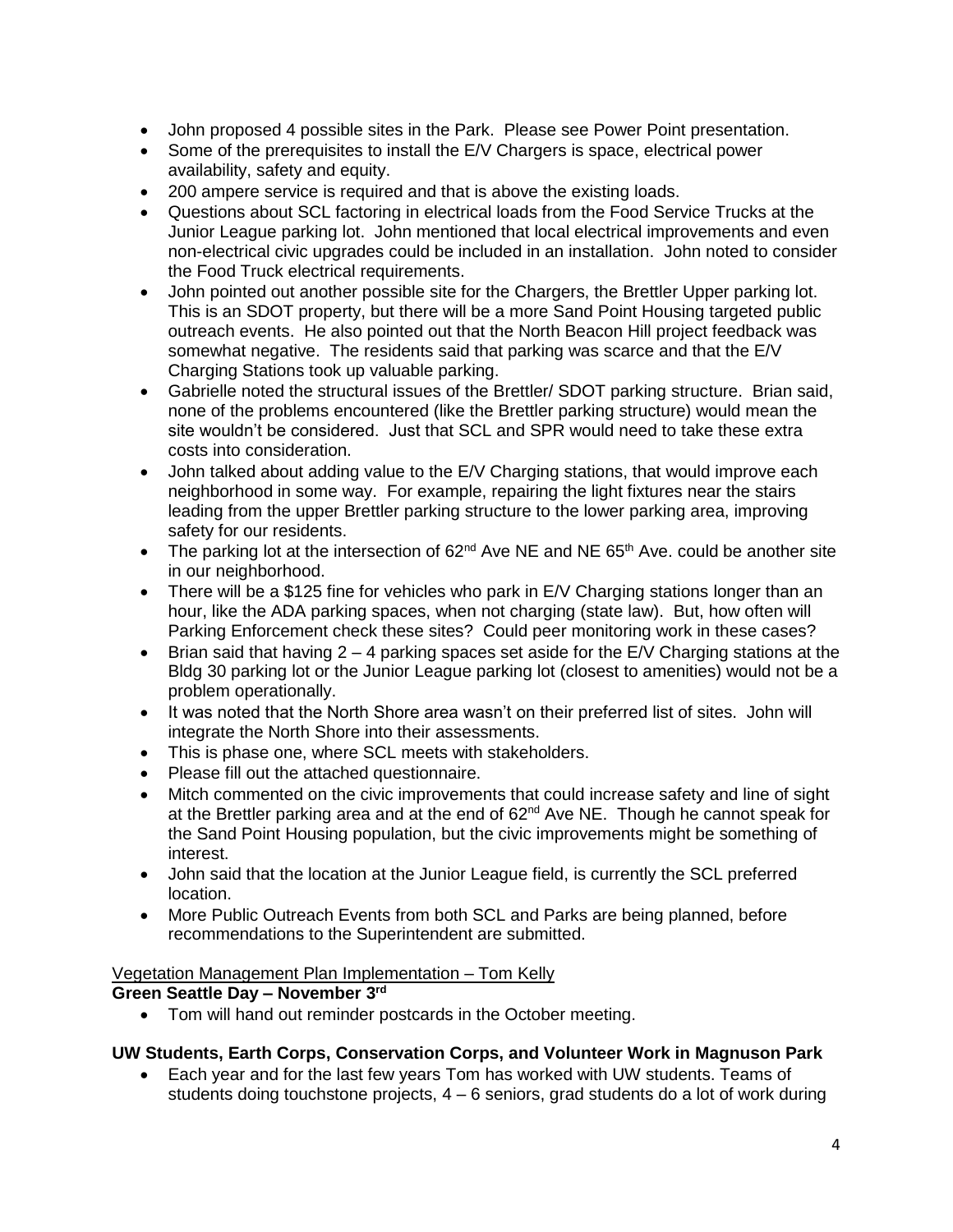- John proposed 4 possible sites in the Park. Please see Power Point presentation.
- Some of the prerequisites to install the E/V Chargers is space, electrical power availability, safety and equity.
- 200 ampere service is required and that is above the existing loads.
- Questions about SCL factoring in electrical loads from the Food Service Trucks at the Junior League parking lot. John mentioned that local electrical improvements and even non-electrical civic upgrades could be included in an installation. John noted to consider the Food Truck electrical requirements.
- John pointed out another possible site for the Chargers, the Brettler Upper parking lot. This is an SDOT property, but there will be a more Sand Point Housing targeted public outreach events. He also pointed out that the North Beacon Hill project feedback was somewhat negative. The residents said that parking was scarce and that the E/V Charging Stations took up valuable parking.
- Gabrielle noted the structural issues of the Brettler/ SDOT parking structure. Brian said, none of the problems encountered (like the Brettler parking structure) would mean the site wouldn't be considered. Just that SCL and SPR would need to take these extra costs into consideration.
- John talked about adding value to the E/V Charging stations, that would improve each neighborhood in some way. For example, repairing the light fixtures near the stairs leading from the upper Brettler parking structure to the lower parking area, improving safety for our residents.
- The parking lot at the intersection of 62nd Ave NE and NE 65th Ave. could be another site in our neighborhood.
- There will be a $125 fine for vehicles who park in E/V Charging stations longer than an hour, like the ADA parking spaces, when not charging (state law). But, how often will Parking Enforcement check these sites? Could peer monitoring work in these cases?
- Brian said that having 2 – 4 parking spaces set aside for the E/V Charging stations at the Bldg 30 parking lot or the Junior League parking lot (closest to amenities) would not be a problem operationally.
- It was noted that the North Shore area wasn't on their preferred list of sites. John will integrate the North Shore into their assessments.
- This is phase one, where SCL meets with stakeholders.
- Please fill out the attached questionnaire.
- Mitch commented on the civic improvements that could increase safety and line of sight at the Brettler parking area and at the end of 62nd Ave NE. Though he cannot speak for the Sand Point Housing population, but the civic improvements might be something of interest.
- John said that the location at the Junior League field, is currently the SCL preferred location.
- More Public Outreach Events from both SCL and Parks are being planned, before recommendations to the Superintendent are submitted.

Vegetation Management Plan Implementation – Tom Kelly

**Green Seattle Day – November 3rd**

- Tom will hand out reminder postcards in the October meeting.

**UW Students, Earth Corps, Conservation Corps, and Volunteer Work in Magnuson Park**

- Each year and for the last few years Tom has worked with UW students. Teams of students doing touchstone projects, 4 – 6 seniors, grad students do a lot of work during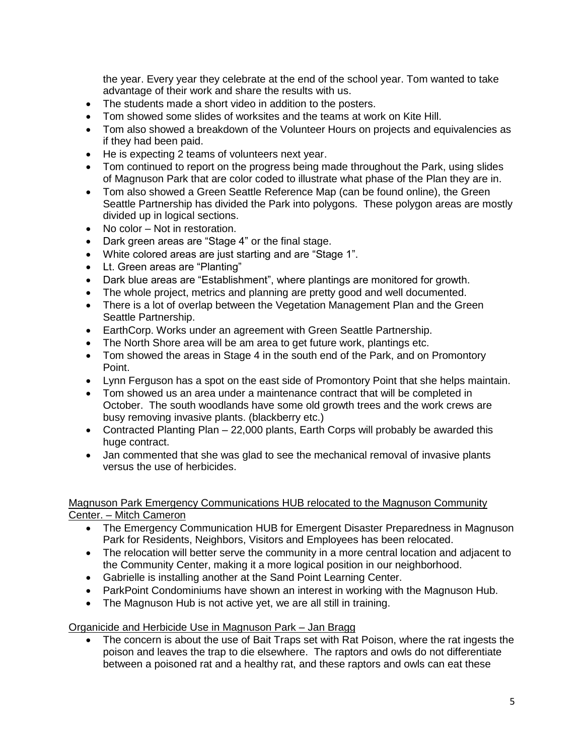the year. Every year they celebrate at the end of the school year. Tom wanted to take advantage of their work and share the results with us.

- The students made a short video in addition to the posters.
- Tom showed some slides of worksites and the teams at work on Kite Hill.
- Tom also showed a breakdown of the Volunteer Hours on projects and equivalencies as if they had been paid.
- He is expecting 2 teams of volunteers next year.
- Tom continued to report on the progress being made throughout the Park, using slides of Magnuson Park that are color coded to illustrate what phase of the Plan they are in.
- Tom also showed a Green Seattle Reference Map (can be found online), the Green Seattle Partnership has divided the Park into polygons. These polygon areas are mostly divided up in logical sections.
- No color – Not in restoration.
- Dark green areas are "Stage 4" or the final stage.
- White colored areas are just starting and are "Stage 1".
- Lt. Green areas are "Planting"
- Dark blue areas are "Establishment", where plantings are monitored for growth.
- The whole project, metrics and planning are pretty good and well documented.
- There is a lot of overlap between the Vegetation Management Plan and the Green Seattle Partnership.
- EarthCorp. Works under an agreement with Green Seattle Partnership.
- The North Shore area will be am area to get future work, plantings etc.
- Tom showed the areas in Stage 4 in the south end of the Park, and on Promontory Point.
- Lynn Ferguson has a spot on the east side of Promontory Point that she helps maintain.
- Tom showed us an area under a maintenance contract that will be completed in October. The south woodlands have some old growth trees and the work crews are busy removing invasive plants. (blackberry etc.)
- Contracted Planting Plan – 22,000 plants, Earth Corps will probably be awarded this huge contract.
- Jan commented that she was glad to see the mechanical removal of invasive plants versus the use of herbicides.

<u>Magnuson Park Emergency Communications HUB relocated to the Magnuson Community Center. – Mitch Cameron</u>

- The Emergency Communication HUB for Emergent Disaster Preparedness in Magnuson Park for Residents, Neighbors, Visitors and Employees has been relocated.
- The relocation will better serve the community in a more central location and adjacent to the Community Center, making it a more logical position in our neighborhood.
- Gabrielle is installing another at the Sand Point Learning Center.
- ParkPoint Condominiums have shown an interest in working with the Magnuson Hub.
- The Magnuson Hub is not active yet, we are all still in training.

<u>Organicide and Herbicide Use in Magnuson Park – Jan Bragg</u>

- The concern is about the use of Bait Traps set with Rat Poison, where the rat ingests the poison and leaves the trap to die elsewhere. The raptors and owls do not differentiate between a poisoned rat and a healthy rat, and these raptors and owls can eat these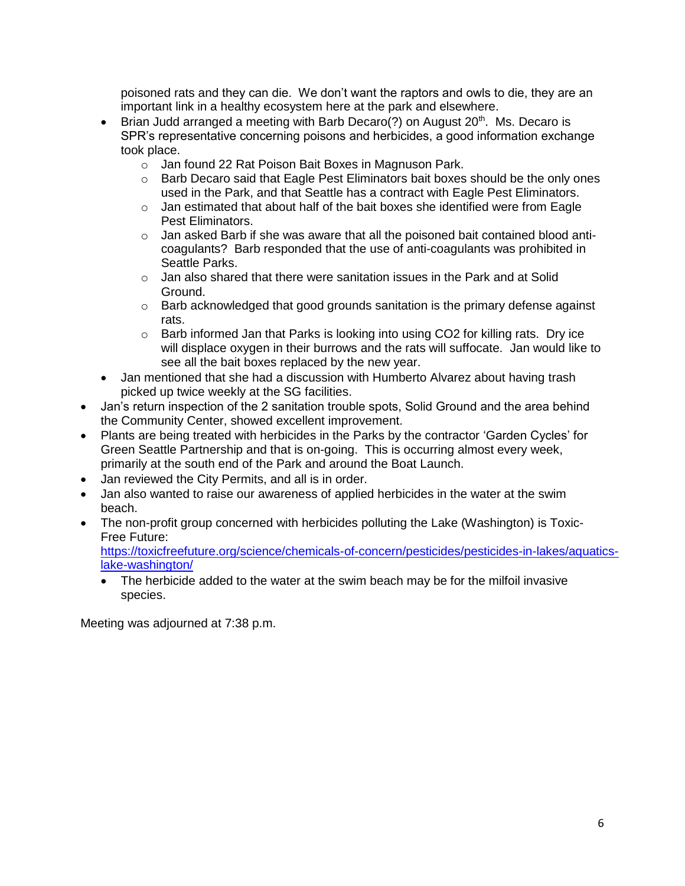poisoned rats and they can die. We don't want the raptors and owls to die, they are an important link in a healthy ecosystem here at the park and elsewhere.

- Brian Judd arranged a meeting with Barb Decaro(?) on August 20th. Ms. Decaro is SPR's representative concerning poisons and herbicides, a good information exchange took place.
  - Jan found 22 Rat Poison Bait Boxes in Magnuson Park.
  - Barb Decaro said that Eagle Pest Eliminators bait boxes should be the only ones used in the Park, and that Seattle has a contract with Eagle Pest Eliminators.
  - Jan estimated that about half of the bait boxes she identified were from Eagle Pest Eliminators.
  - Jan asked Barb if she was aware that all the poisoned bait contained blood anti-coagulants? Barb responded that the use of anti-coagulants was prohibited in Seattle Parks.
  - Jan also shared that there were sanitation issues in the Park and at Solid Ground.
  - Barb acknowledged that good grounds sanitation is the primary defense against rats.
  - Barb informed Jan that Parks is looking into using CO2 for killing rats. Dry ice will displace oxygen in their burrows and the rats will suffocate. Jan would like to see all the bait boxes replaced by the new year.
- Jan mentioned that she had a discussion with Humberto Alvarez about having trash picked up twice weekly at the SG facilities.

- Jan's return inspection of the 2 sanitation trouble spots, Solid Ground and the area behind the Community Center, showed excellent improvement.
- Plants are being treated with herbicides in the Parks by the contractor 'Garden Cycles' for Green Seattle Partnership and that is on-going. This is occurring almost every week, primarily at the south end of the Park and around the Boat Launch.
- Jan reviewed the City Permits, and all is in order.
- Jan also wanted to raise our awareness of applied herbicides in the water at the swim beach.
- The non-profit group concerned with herbicides polluting the Lake (Washington) is Toxic-Free Future: https://toxicfreefuture.org/science/chemicals-of-concern/pesticides/pesticides-in-lakes/aquatics-lake-washington/
  - The herbicide added to the water at the swim beach may be for the milfoil invasive species.

Meeting was adjourned at 7:38 p.m.